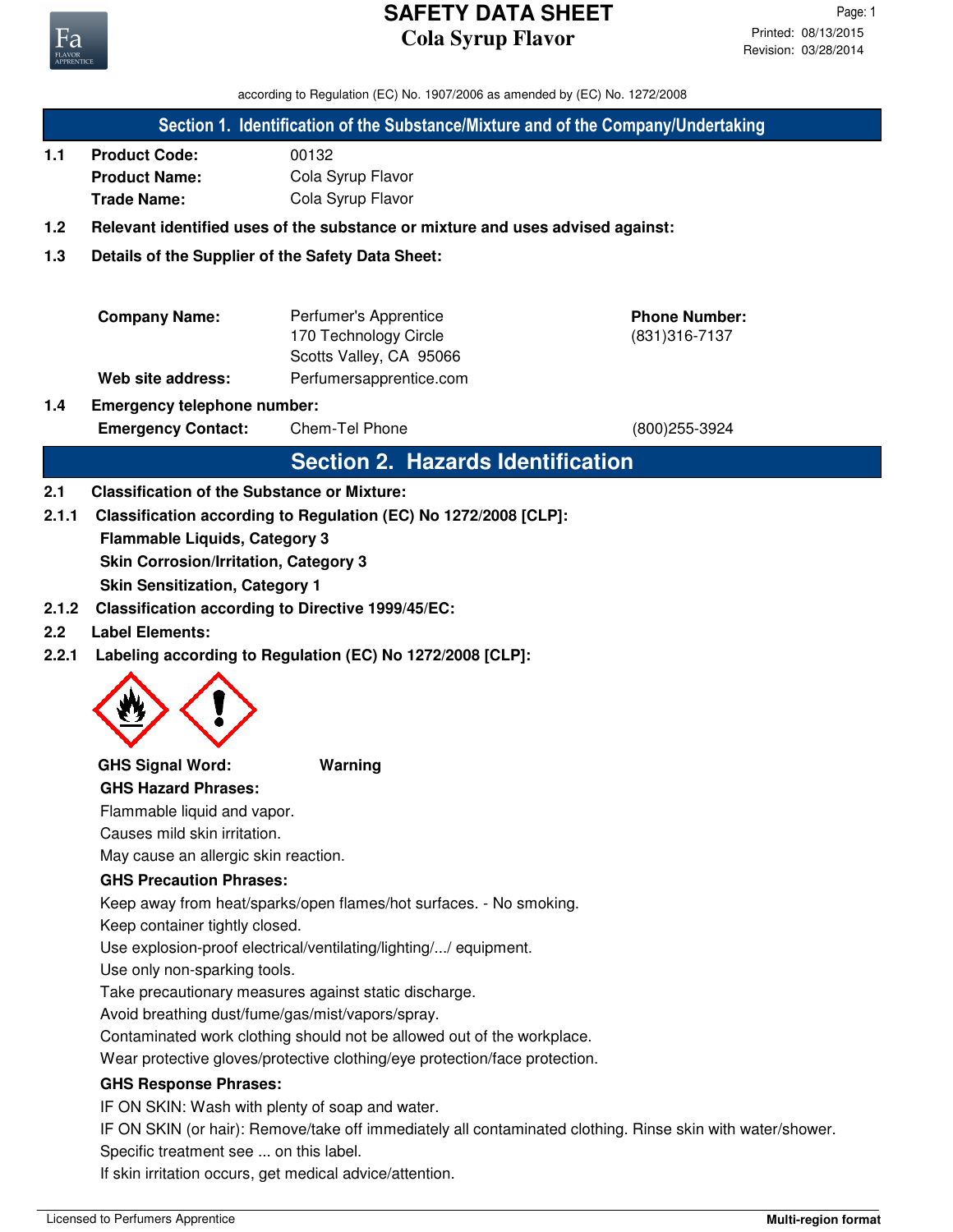# SAFETY DATA SHEET
## Cola Syrup Flavor

Printed: 08/13/2015
Revision: 03/28/2014

according to Regulation (EC) No. 1907/2006 as amended by (EC) No. 1272/2008

## Section 1. Identification of the Substance/Mixture and of the Company/Undertaking

**1.1 Product Code:** 00132
**Product Name:** Cola Syrup Flavor
**Trade Name:** Cola Syrup Flavor

**1.2 Relevant identified uses of the substance or mixture and uses advised against:**

**1.3 Details of the Supplier of the Safety Data Sheet:**

**Company Name:** Perfumer's Apprentice
170 Technology Circle
Scotts Valley, CA 95066

**Phone Number:** (831)316-7137

**Web site address:** Perfumersapprentice.com

**1.4 Emergency telephone number:**
**Emergency Contact:** Chem-Tel Phone (800)255-3924

## Section 2. Hazards Identification

**2.1 Classification of the Substance or Mixture:**

**2.1.1 Classification according to Regulation (EC) No 1272/2008 [CLP]:**

**Flammable Liquids, Category 3**
**Skin Corrosion/Irritation, Category 3**
**Skin Sensitization, Category 1**

**2.1.2 Classification according to Directive 1999/45/EC:**

**2.2 Label Elements:**

**2.2.1 Labeling according to Regulation (EC) No 1272/2008 [CLP]:**

**GHS Signal Word:** **Warning**

**GHS Hazard Phrases:**

Flammable liquid and vapor.
Causes mild skin irritation.
May cause an allergic skin reaction.

**GHS Precaution Phrases:**

Keep away from heat/sparks/open flames/hot surfaces. - No smoking.
Keep container tightly closed.
Use explosion-proof electrical/ventilating/lighting/.../ equipment.
Use only non-sparking tools.
Take precautionary measures against static discharge.
Avoid breathing dust/fume/gas/mist/vapors/spray.
Contaminated work clothing should not be allowed out of the workplace.
Wear protective gloves/protective clothing/eye protection/face protection.

**GHS Response Phrases:**

IF ON SKIN: Wash with plenty of soap and water.
IF ON SKIN (or hair): Remove/take off immediately all contaminated clothing. Rinse skin with water/shower.
Specific treatment see ... on this label.
If skin irritation occurs, get medical advice/attention.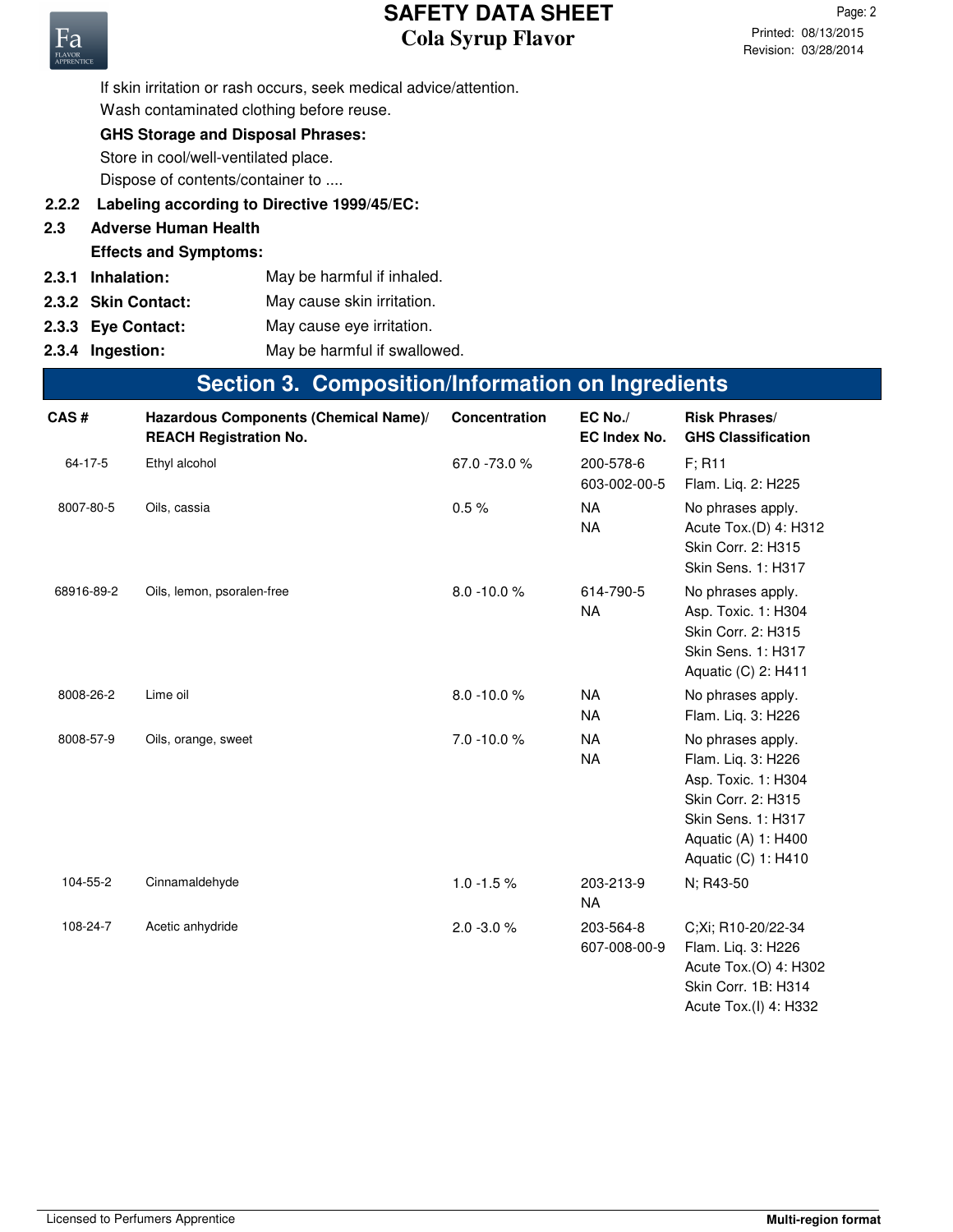If skin irritation or rash occurs, seek medical advice/attention.

Wash contaminated clothing before reuse.

**GHS Storage and Disposal Phrases:**

Store in cool/well-ventilated place.

Dispose of contents/container to ....

**2.2.2 Labeling according to Directive 1999/45/EC:**

**2.3 Adverse Human Health Effects and Symptoms:**

**2.3.1 Inhalation:** May be harmful if inhaled.

**2.3.2 Skin Contact:** May cause skin irritation.

**2.3.3 Eye Contact:** May cause eye irritation.

**2.3.4 Ingestion:** May be harmful if swallowed.

## Section 3. Composition/Information on Ingredients

| CAS # | Hazardous Components (Chemical Name)/ REACH Registration No. | Concentration | EC No./ EC Index No. | Risk Phrases/ GHS Classification |
|---|---|---|---|---|
| 64-17-5 | Ethyl alcohol | 67.0 -73.0 % | 200-578-6<br>603-002-00-5 | F; R11<br>Flam. Liq. 2: H225 |
| 8007-80-5 | Oils, cassia | 0.5 % | NA<br>NA | No phrases apply.<br>Acute Tox.(D) 4: H312<br>Skin Corr. 2: H315<br>Skin Sens. 1: H317 |
| 68916-89-2 | Oils, lemon, psoralen-free | 8.0 -10.0 % | 614-790-5<br>NA | No phrases apply.<br>Asp. Toxic. 1: H304<br>Skin Corr. 2: H315<br>Skin Sens. 1: H317<br>Aquatic (C) 2: H411 |
| 8008-26-2 | Lime oil | 8.0 -10.0 % | NA<br>NA | No phrases apply.<br>Flam. Liq. 3: H226 |
| 8008-57-9 | Oils, orange, sweet | 7.0 -10.0 % | NA<br>NA | No phrases apply.<br>Flam. Liq. 3: H226<br>Asp. Toxic. 1: H304<br>Skin Corr. 2: H315<br>Skin Sens. 1: H317<br>Aquatic (A) 1: H400<br>Aquatic (C) 1: H410 |
| 104-55-2 | Cinnamaldehyde | 1.0 -1.5 % | 203-213-9<br>NA | N; R43-50 |
| 108-24-7 | Acetic anhydride | 2.0 -3.0 % | 203-564-8<br>607-008-00-9 | C;Xi; R10-20/22-34<br>Flam. Liq. 3: H226<br>Acute Tox.(O) 4: H302<br>Skin Corr. 1B: H314<br>Acute Tox.(I) 4: H332 |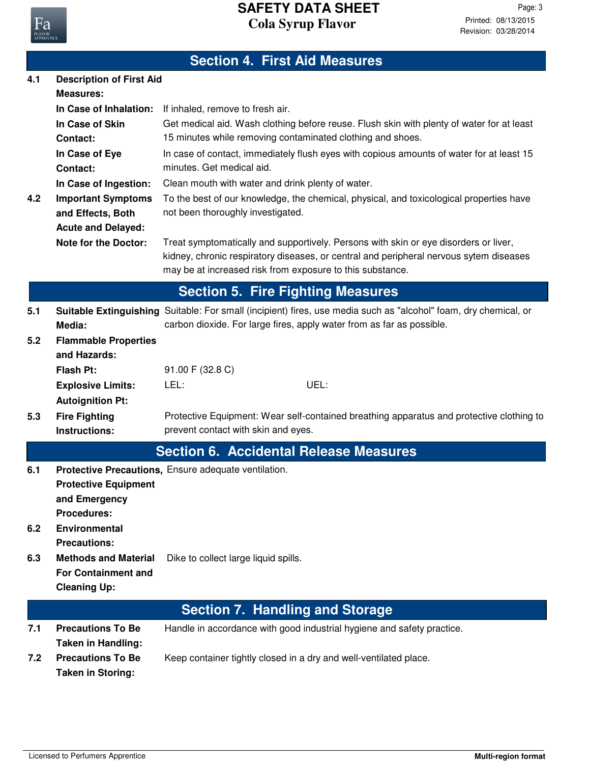## Section 4. First Aid Measures

**4.1 Description of First Aid Measures:**

**In Case of Inhalation:** If inhaled, remove to fresh air.

**In Case of Skin Contact:** Get medical aid. Wash clothing before reuse. Flush skin with plenty of water for at least 15 minutes while removing contaminated clothing and shoes.

**In Case of Eye Contact:** In case of contact, immediately flush eyes with copious amounts of water for at least 15 minutes. Get medical aid.

**In Case of Ingestion:** Clean mouth with water and drink plenty of water.

**4.2 Important Symptoms and Effects, Both Acute and Delayed:** To the best of our knowledge, the chemical, physical, and toxicological properties have not been thoroughly investigated.

**Note for the Doctor:** Treat symptomatically and supportively. Persons with skin or eye disorders or liver, kidney, chronic respiratory diseases, or central and peripheral nervous sytem diseases may be at increased risk from exposure to this substance.

## Section 5. Fire Fighting Measures

**5.1 Suitable Extinguishing Media:** Suitable: For small (incipient) fires, use media such as "alcohol" foam, dry chemical, or carbon dioxide. For large fires, apply water from as far as possible.

**5.2 Flammable Properties and Hazards:**

**Flash Pt:** 91.00 F (32.8 C)

**Explosive Limits:** LEL: UEL:

**Autoignition Pt:**

**5.3 Fire Fighting Instructions:** Protective Equipment: Wear self-contained breathing apparatus and protective clothing to prevent contact with skin and eyes.

## Section 6. Accidental Release Measures

**6.1 Protective Precautions, Protective Equipment and Emergency Procedures:** Ensure adequate ventilation.

**6.2 Environmental Precautions:**

**6.3 Methods and Material For Containment and Cleaning Up:** Dike to collect large liquid spills.

## Section 7. Handling and Storage

**7.1 Precautions To Be Taken in Handling:** Handle in accordance with good industrial hygiene and safety practice.

**7.2 Precautions To Be Taken in Storing:** Keep container tightly closed in a dry and well-ventilated place.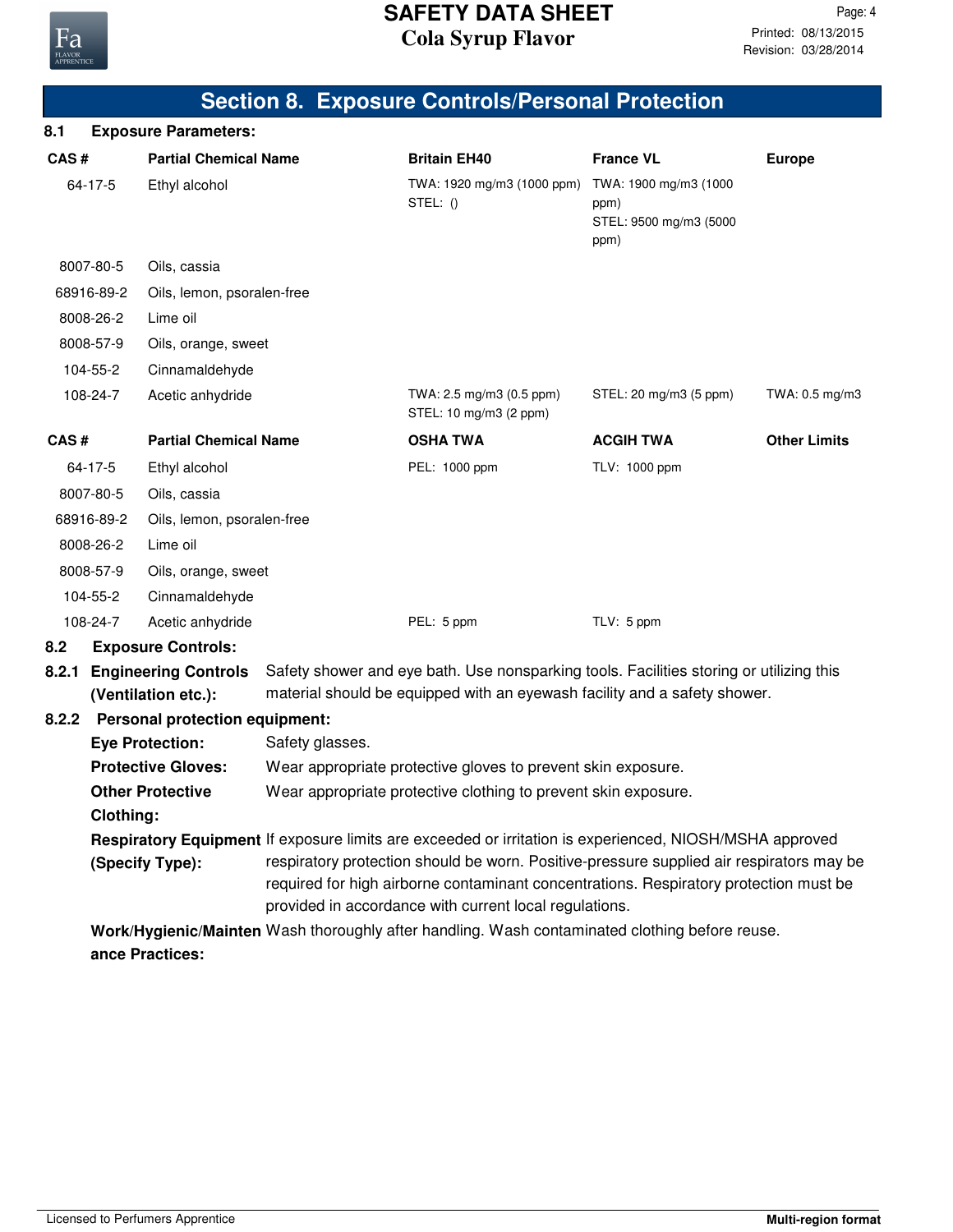## Section 8. Exposure Controls/Personal Protection

### 8.1 Exposure Parameters:

| CAS # | Partial Chemical Name | Britain EH40 | France VL | Europe |
|---|---|---|---|---|
| 64-17-5 | Ethyl alcohol | TWA: 1920 mg/m3 (1000 ppm) STEL: () | TWA: 1900 mg/m3 (1000 ppm) STEL: 9500 mg/m3 (5000 ppm) | |
| 8007-80-5 | Oils, cassia | | | |
| 68916-89-2 | Oils, lemon, psoralen-free | | | |
| 8008-26-2 | Lime oil | | | |
| 8008-57-9 | Oils, orange, sweet | | | |
| 104-55-2 | Cinnamaldehyde | | | |
| 108-24-7 | Acetic anhydride | TWA: 2.5 mg/m3 (0.5 ppm) STEL: 10 mg/m3 (2 ppm) | STEL: 20 mg/m3 (5 ppm) | TWA: 0.5 mg/m3 |

| CAS # | Partial Chemical Name | OSHA TWA | ACGIH TWA | Other Limits |
|---|---|---|---|---|
| 64-17-5 | Ethyl alcohol | PEL: 1000 ppm | TLV: 1000 ppm | |
| 8007-80-5 | Oils, cassia | | | |
| 68916-89-2 | Oils, lemon, psoralen-free | | | |
| 8008-26-2 | Lime oil | | | |
| 8008-57-9 | Oils, orange, sweet | | | |
| 104-55-2 | Cinnamaldehyde | | | |
| 108-24-7 | Acetic anhydride | PEL: 5 ppm | TLV: 5 ppm | |

### 8.2 Exposure Controls:

**8.2.1 Engineering Controls (Ventilation etc.):** Safety shower and eye bath. Use nonsparking tools. Facilities storing or utilizing this material should be equipped with an eyewash facility and a safety shower.

**8.2.2 Personal protection equipment:**

**Eye Protection:** Safety glasses.

**Protective Gloves:** Wear appropriate protective gloves to prevent skin exposure.

**Other Protective Clothing:** Wear appropriate protective clothing to prevent skin exposure.

**Respiratory Equipment (Specify Type):** If exposure limits are exceeded or irritation is experienced, NIOSH/MSHA approved respiratory protection should be worn. Positive-pressure supplied air respirators may be required for high airborne contaminant concentrations. Respiratory protection must be provided in accordance with current local regulations.

**Work/Hygienic/Maintenance Practices:** Wash thoroughly after handling. Wash contaminated clothing before reuse.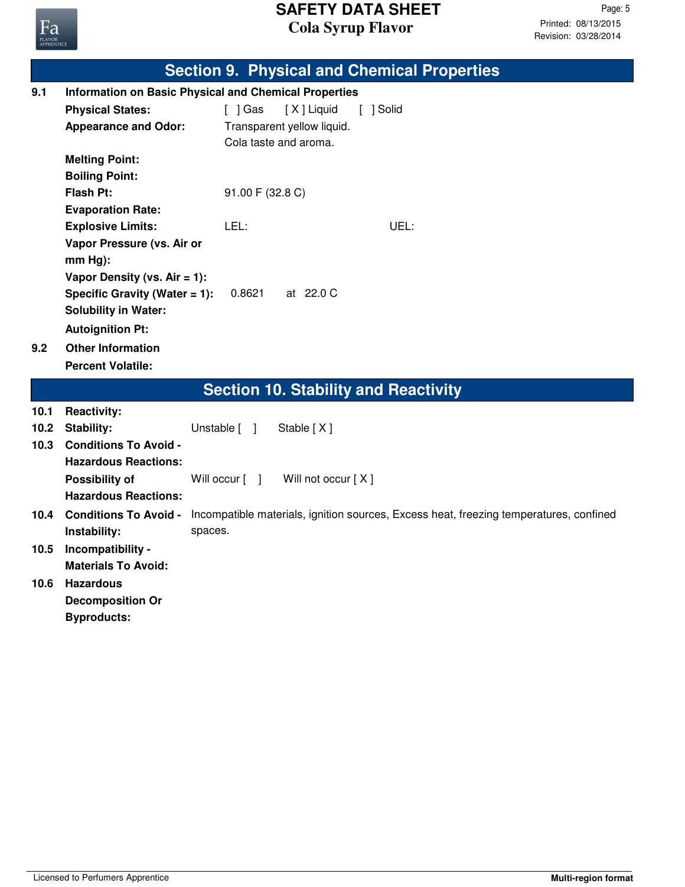## Section 9. Physical and Chemical Properties

**9.1 Information on Basic Physical and Chemical Properties**

| | |
|---|---|
| **Physical States:** | [ ] Gas [ X ] Liquid [ ] Solid |
| **Appearance and Odor:** | Transparent yellow liquid.<br>Cola taste and aroma. |
| **Melting Point:** | |
| **Boiling Point:** | |
| **Flash Pt:** | 91.00 F (32.8 C) |
| **Evaporation Rate:** | |
| **Explosive Limits:** | LEL: UEL: |
| **Vapor Pressure (vs. Air or mm Hg):** | |
| **Vapor Density (vs. Air = 1):** | |
| **Specific Gravity (Water = 1):** | 0.8621 at 22.0 C |
| **Solubility in Water:** | |
| **Autoignition Pt:** | |

**9.2 Other Information**

**Percent Volatile:**

## Section 10. Stability and Reactivity

| | |
|---|---|
| **10.1 Reactivity:** | |
| **10.2 Stability:** | Unstable [ ] Stable [ X ] |
| **10.3 Conditions To Avoid - Hazardous Reactions:** | |
| **Possibility of Hazardous Reactions:** | Will occur [ ] Will not occur [ X ] |
| **10.4 Conditions To Avoid - Instability:** | Incompatible materials, ignition sources, Excess heat, freezing temperatures, confined spaces. |
| **10.5 Incompatibility - Materials To Avoid:** | |
| **10.6 Hazardous Decomposition Or Byproducts:** | |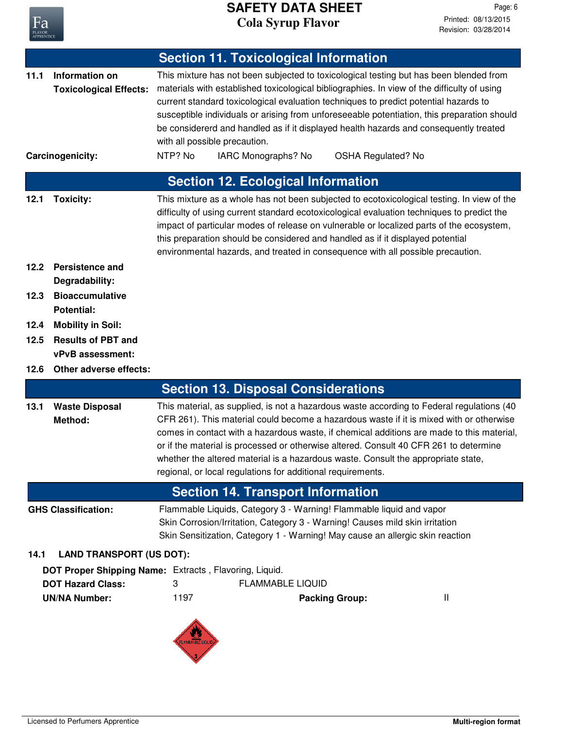## Section 11. Toxicological Information

**11.1 Information on Toxicological Effects:** This mixture has not been subjected to toxicological testing but has been blended from materials with established toxicological bibliographies. In view of the difficulty of using current standard toxicological evaluation techniques to predict potential hazards to susceptible individuals or arising from unforeseeable potentiation, this preparation should be considererd and handled as if it displayed health hazards and consequently treated with all possible precaution.

**Carcinogenicity:** NTP? No    IARC Monographs? No    OSHA Regulated? No

## Section 12. Ecological Information

**12.1 Toxicity:** This mixture as a whole has not been subjected to ecotoxicological testing. In view of the difficulty of using current standard ecotoxicological evaluation techniques to predict the impact of particular modes of release on vulnerable or localized parts of the ecosystem, this preparation should be considered and handled as if it displayed potential environmental hazards, and treated in consequence with all possible precaution.

**12.2 Persistence and Degradability:**

**12.3 Bioaccumulative Potential:**

**12.4 Mobility in Soil:**

**12.5 Results of PBT and vPvB assessment:**

**12.6 Other adverse effects:**

## Section 13. Disposal Considerations

**13.1 Waste Disposal Method:** This material, as supplied, is not a hazardous waste according to Federal regulations (40 CFR 261). This material could become a hazardous waste if it is mixed with or otherwise comes in contact with a hazardous waste, if chemical additions are made to this material, or if the material is processed or otherwise altered. Consult 40 CFR 261 to determine whether the altered material is a hazardous waste. Consult the appropriate state, regional, or local regulations for additional requirements.

## Section 14. Transport Information

**GHS Classification:**
Flammable Liquids, Category 3 - Warning! Flammable liquid and vapor
Skin Corrosion/Irritation, Category 3 - Warning! Causes mild skin irritation
Skin Sensitization, Category 1 - Warning! May cause an allergic skin reaction

**14.1 LAND TRANSPORT (US DOT):**

**DOT Proper Shipping Name:** Extracts , Flavoring, Liquid.
**DOT Hazard Class:** 3    FLAMMABLE LIQUID
**UN/NA Number:** 1197    **Packing Group:** II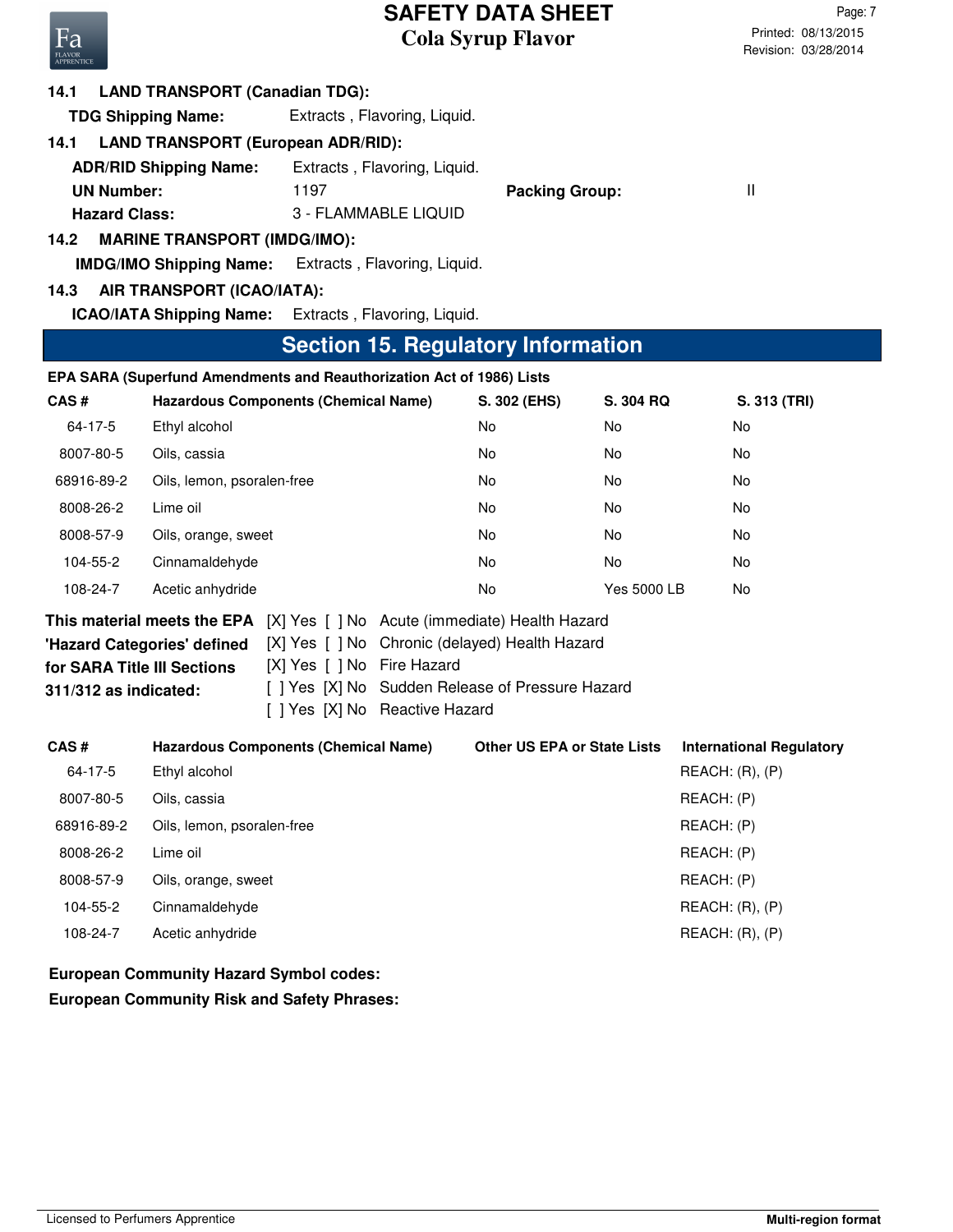**14.1 LAND TRANSPORT (Canadian TDG):**

**TDG Shipping Name:** Extracts , Flavoring, Liquid.

**14.1 LAND TRANSPORT (European ADR/RID):**

**ADR/RID Shipping Name:** Extracts , Flavoring, Liquid.

**UN Number:** 1197 **Packing Group:** II

**Hazard Class:** 3 - FLAMMABLE LIQUID

**14.2 MARINE TRANSPORT (IMDG/IMO):**

**IMDG/IMO Shipping Name:** Extracts , Flavoring, Liquid.

**14.3 AIR TRANSPORT (ICAO/IATA):**

**ICAO/IATA Shipping Name:** Extracts , Flavoring, Liquid.

## Section 15. Regulatory Information

**EPA SARA (Superfund Amendments and Reauthorization Act of 1986) Lists**

| CAS # | Hazardous Components (Chemical Name) | S. 302 (EHS) | S. 304 RQ | S. 313 (TRI) |
|---|---|---|---|---|
| 64-17-5 | Ethyl alcohol | No | No | No |
| 8007-80-5 | Oils, cassia | No | No | No |
| 68916-89-2 | Oils, lemon, psoralen-free | No | No | No |
| 8008-26-2 | Lime oil | No | No | No |
| 8008-57-9 | Oils, orange, sweet | No | No | No |
| 104-55-2 | Cinnamaldehyde | No | No | No |
| 108-24-7 | Acetic anhydride | No | Yes 5000 LB | No |

**This material meets the EPA 'Hazard Categories' defined for SARA Title III Sections 311/312 as indicated:**

- [X] Yes [ ] No Acute (immediate) Health Hazard
- [X] Yes [ ] No Chronic (delayed) Health Hazard
- [X] Yes [ ] No Fire Hazard
- [ ] Yes [X] No Sudden Release of Pressure Hazard
- [ ] Yes [X] No Reactive Hazard

| CAS # | Hazardous Components (Chemical Name) | Other US EPA or State Lists | International Regulatory |
|---|---|---|---|
| 64-17-5 | Ethyl alcohol | | REACH: (R), (P) |
| 8007-80-5 | Oils, cassia | | REACH: (P) |
| 68916-89-2 | Oils, lemon, psoralen-free | | REACH: (P) |
| 8008-26-2 | Lime oil | | REACH: (P) |
| 8008-57-9 | Oils, orange, sweet | | REACH: (P) |
| 104-55-2 | Cinnamaldehyde | | REACH: (R), (P) |
| 108-24-7 | Acetic anhydride | | REACH: (R), (P) |

**European Community Hazard Symbol codes:**

**European Community Risk and Safety Phrases:**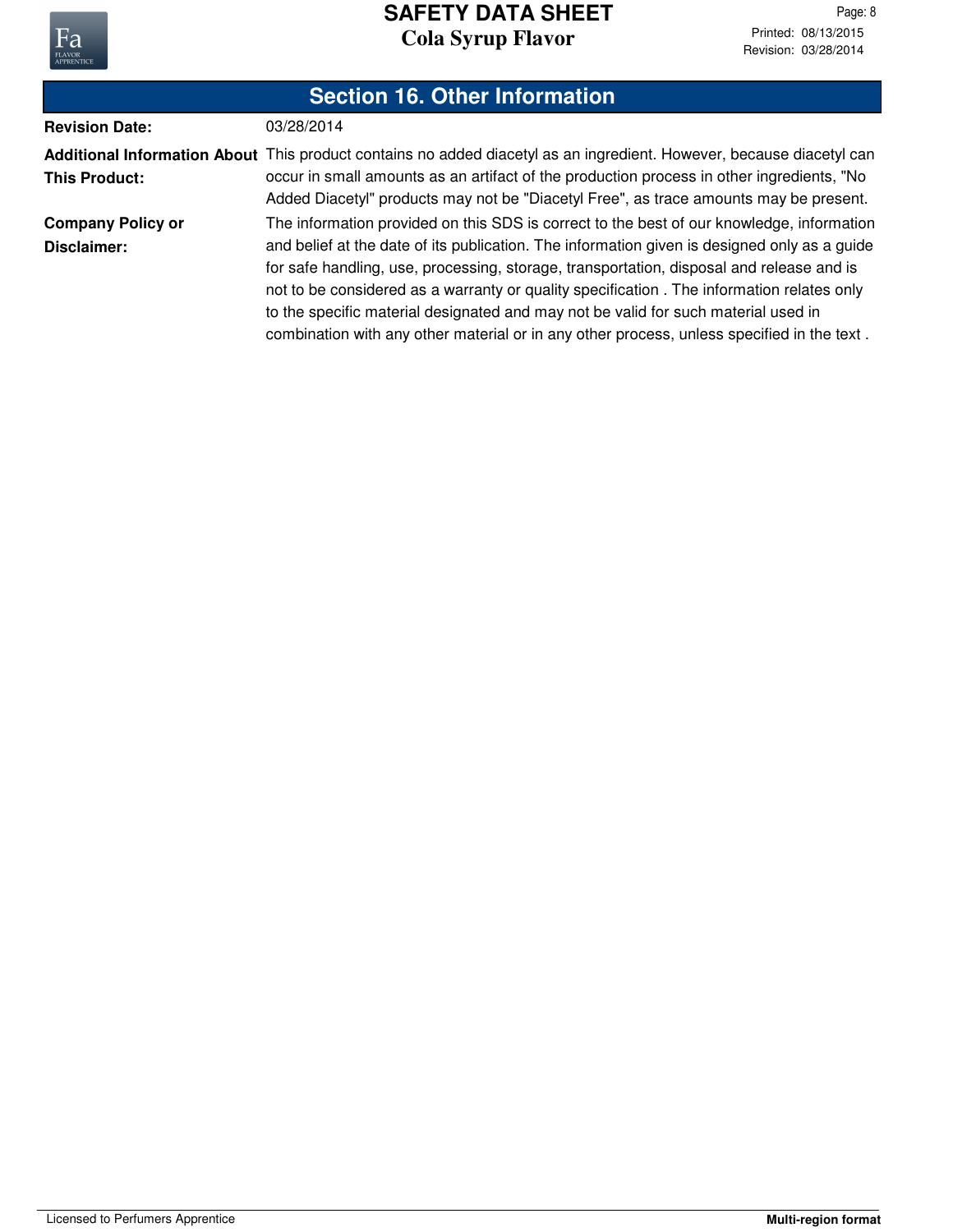## Section 16. Other Information

**Revision Date:** 03/28/2014

**Additional Information About This Product:** This product contains no added diacetyl as an ingredient. However, because diacetyl can occur in small amounts as an artifact of the production process in other ingredients, "No Added Diacetyl" products may not be "Diacetyl Free", as trace amounts may be present.

**Company Policy or Disclaimer:** The information provided on this SDS is correct to the best of our knowledge, information and belief at the date of its publication. The information given is designed only as a guide for safe handling, use, processing, storage, transportation, disposal and release and is not to be considered as a warranty or quality specification . The information relates only to the specific material designated and may not be valid for such material used in combination with any other material or in any other process, unless specified in the text .